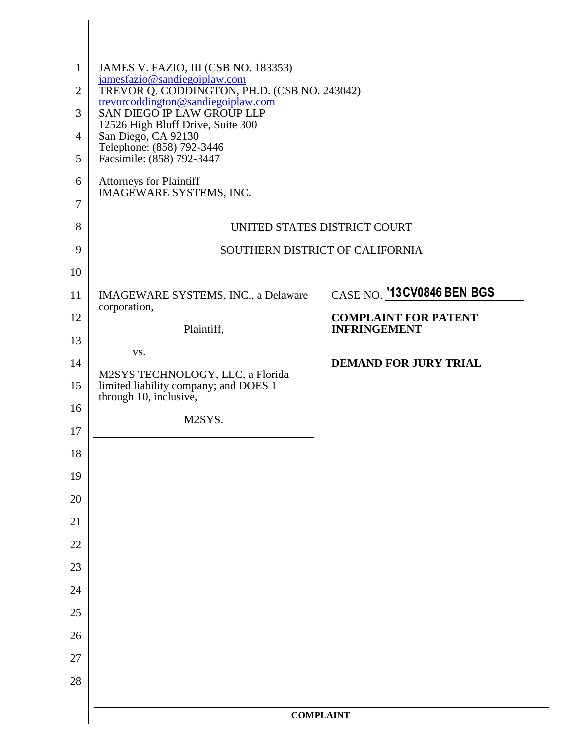JAMES V. FAZIO, III (CSB NO. 183353)
jamesfazio@sandiegoiplaw.com
TREVOR Q. CODDINGTON, PH.D. (CSB NO. 243042)
trevorcoddington@sandiegoiplaw.com
SAN DIEGO IP LAW GROUP LLP
12526 High Bluff Drive, Suite 300
San Diego, CA 92130
Telephone: (858) 792-3446
Facsimile: (858) 792-3447

Attorneys for Plaintiff
IMAGEWARE SYSTEMS, INC.

UNITED STATES DISTRICT COURT

SOUTHERN DISTRICT OF CALIFORNIA

IMAGEWARE SYSTEMS, INC., a Delaware corporation,

Plaintiff,

vs.

M2SYS TECHNOLOGY, LLC, a Florida limited liability company; and DOES 1 through 10, inclusive,

M2SYS.

CASE NO. '13CV0846 BEN BGS

**COMPLAINT FOR PATENT INFRINGEMENT**

**DEMAND FOR JURY TRIAL**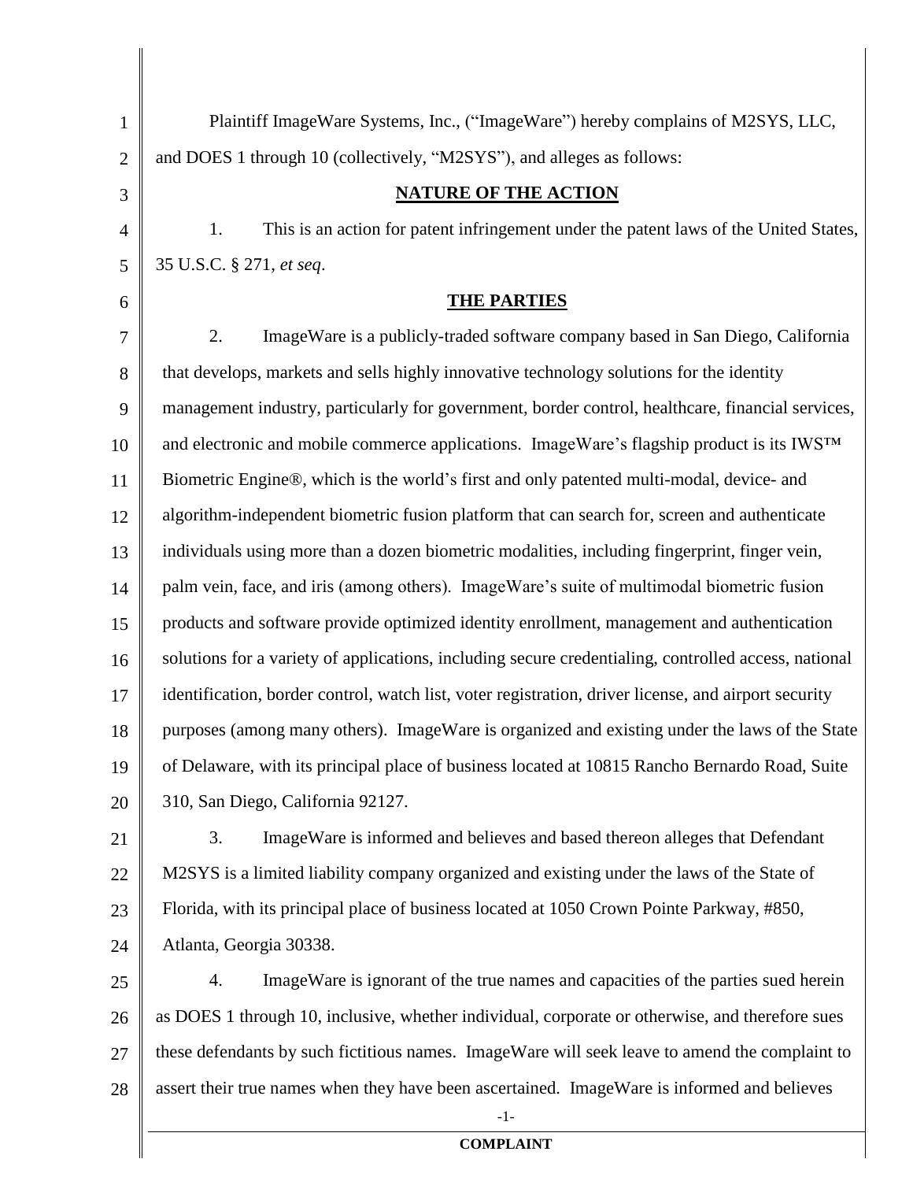Plaintiff ImageWare Systems, Inc., ("ImageWare") hereby complains of M2SYS, LLC, and DOES 1 through 10 (collectively, "M2SYS"), and alleges as follows:

## NATURE OF THE ACTION

1. This is an action for patent infringement under the patent laws of the United States, 35 U.S.C. § 271, *et seq*.

## THE PARTIES

2. ImageWare is a publicly-traded software company based in San Diego, California that develops, markets and sells highly innovative technology solutions for the identity management industry, particularly for government, border control, healthcare, financial services, and electronic and mobile commerce applications. ImageWare's flagship product is its IWS™ Biometric Engine®, which is the world's first and only patented multi-modal, device- and algorithm-independent biometric fusion platform that can search for, screen and authenticate individuals using more than a dozen biometric modalities, including fingerprint, finger vein, palm vein, face, and iris (among others). ImageWare's suite of multimodal biometric fusion products and software provide optimized identity enrollment, management and authentication solutions for a variety of applications, including secure credentialing, controlled access, national identification, border control, watch list, voter registration, driver license, and airport security purposes (among many others). ImageWare is organized and existing under the laws of the State of Delaware, with its principal place of business located at 10815 Rancho Bernardo Road, Suite 310, San Diego, California 92127.

3. ImageWare is informed and believes and based thereon alleges that Defendant M2SYS is a limited liability company organized and existing under the laws of the State of Florida, with its principal place of business located at 1050 Crown Pointe Parkway, #850, Atlanta, Georgia 30338.

4. ImageWare is ignorant of the true names and capacities of the parties sued herein as DOES 1 through 10, inclusive, whether individual, corporate or otherwise, and therefore sues these defendants by such fictitious names. ImageWare will seek leave to amend the complaint to assert their true names when they have been ascertained. ImageWare is informed and believes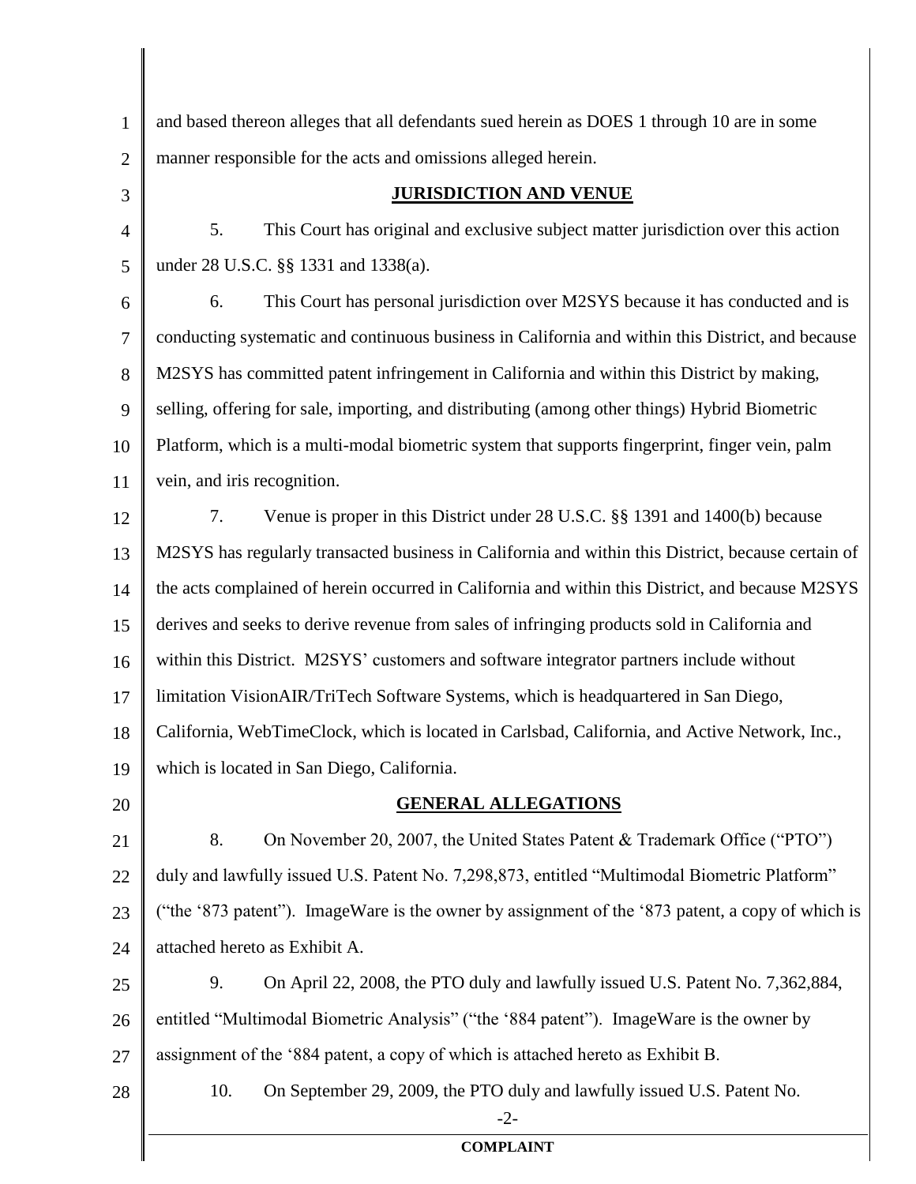and based thereon alleges that all defendants sued herein as DOES 1 through 10 are in some manner responsible for the acts and omissions alleged herein.

## JURISDICTION AND VENUE

5. This Court has original and exclusive subject matter jurisdiction over this action under 28 U.S.C. §§ 1331 and 1338(a).

6. This Court has personal jurisdiction over M2SYS because it has conducted and is conducting systematic and continuous business in California and within this District, and because M2SYS has committed patent infringement in California and within this District by making, selling, offering for sale, importing, and distributing (among other things) Hybrid Biometric Platform, which is a multi-modal biometric system that supports fingerprint, finger vein, palm vein, and iris recognition.

7. Venue is proper in this District under 28 U.S.C. §§ 1391 and 1400(b) because M2SYS has regularly transacted business in California and within this District, because certain of the acts complained of herein occurred in California and within this District, and because M2SYS derives and seeks to derive revenue from sales of infringing products sold in California and within this District. M2SYS' customers and software integrator partners include without limitation VisionAIR/TriTech Software Systems, which is headquartered in San Diego, California, WebTimeClock, which is located in Carlsbad, California, and Active Network, Inc., which is located in San Diego, California.

## GENERAL ALLEGATIONS

8. On November 20, 2007, the United States Patent & Trademark Office ("PTO") duly and lawfully issued U.S. Patent No. 7,298,873, entitled "Multimodal Biometric Platform" ("the '873 patent"). ImageWare is the owner by assignment of the '873 patent, a copy of which is attached hereto as Exhibit A.

9. On April 22, 2008, the PTO duly and lawfully issued U.S. Patent No. 7,362,884, entitled "Multimodal Biometric Analysis" ("the '884 patent"). ImageWare is the owner by assignment of the '884 patent, a copy of which is attached hereto as Exhibit B.

10. On September 29, 2009, the PTO duly and lawfully issued U.S. Patent No.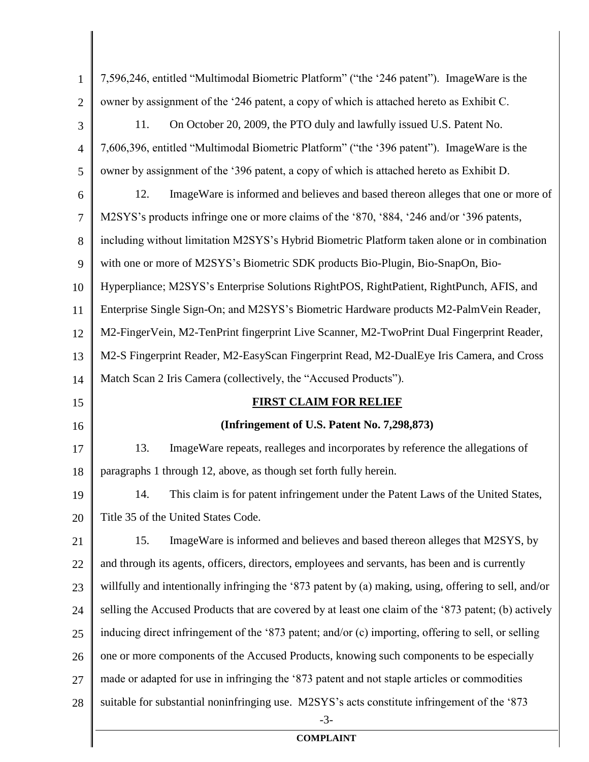7,596,246, entitled "Multimodal Biometric Platform" ("the '246 patent"). ImageWare is the owner by assignment of the '246 patent, a copy of which is attached hereto as Exhibit C.

11. On October 20, 2009, the PTO duly and lawfully issued U.S. Patent No. 7,606,396, entitled "Multimodal Biometric Platform" ("the '396 patent"). ImageWare is the owner by assignment of the '396 patent, a copy of which is attached hereto as Exhibit D.

12. ImageWare is informed and believes and based thereon alleges that one or more of M2SYS's products infringe one or more claims of the '870, '884, '246 and/or '396 patents, including without limitation M2SYS's Hybrid Biometric Platform taken alone or in combination with one or more of M2SYS's Biometric SDK products Bio-Plugin, Bio-SnapOn, Bio-Hyperpliance; M2SYS's Enterprise Solutions RightPOS, RightPatient, RightPunch, AFIS, and Enterprise Single Sign-On; and M2SYS's Biometric Hardware products M2-PalmVein Reader, M2-FingerVein, M2-TenPrint fingerprint Live Scanner, M2-TwoPrint Dual Fingerprint Reader, M2-S Fingerprint Reader, M2-EasyScan Fingerprint Read, M2-DualEye Iris Camera, and Cross Match Scan 2 Iris Camera (collectively, the "Accused Products").

**FIRST CLAIM FOR RELIEF**

**(Infringement of U.S. Patent No. 7,298,873)**

13. ImageWare repeats, realleges and incorporates by reference the allegations of paragraphs 1 through 12, above, as though set forth fully herein.

14. This claim is for patent infringement under the Patent Laws of the United States, Title 35 of the United States Code.

15. ImageWare is informed and believes and based thereon alleges that M2SYS, by and through its agents, officers, directors, employees and servants, has been and is currently willfully and intentionally infringing the '873 patent by (a) making, using, offering to sell, and/or selling the Accused Products that are covered by at least one claim of the '873 patent; (b) actively inducing direct infringement of the '873 patent; and/or (c) importing, offering to sell, or selling one or more components of the Accused Products, knowing such components to be especially made or adapted for use in infringing the '873 patent and not staple articles or commodities suitable for substantial noninfringing use. M2SYS's acts constitute infringement of the '873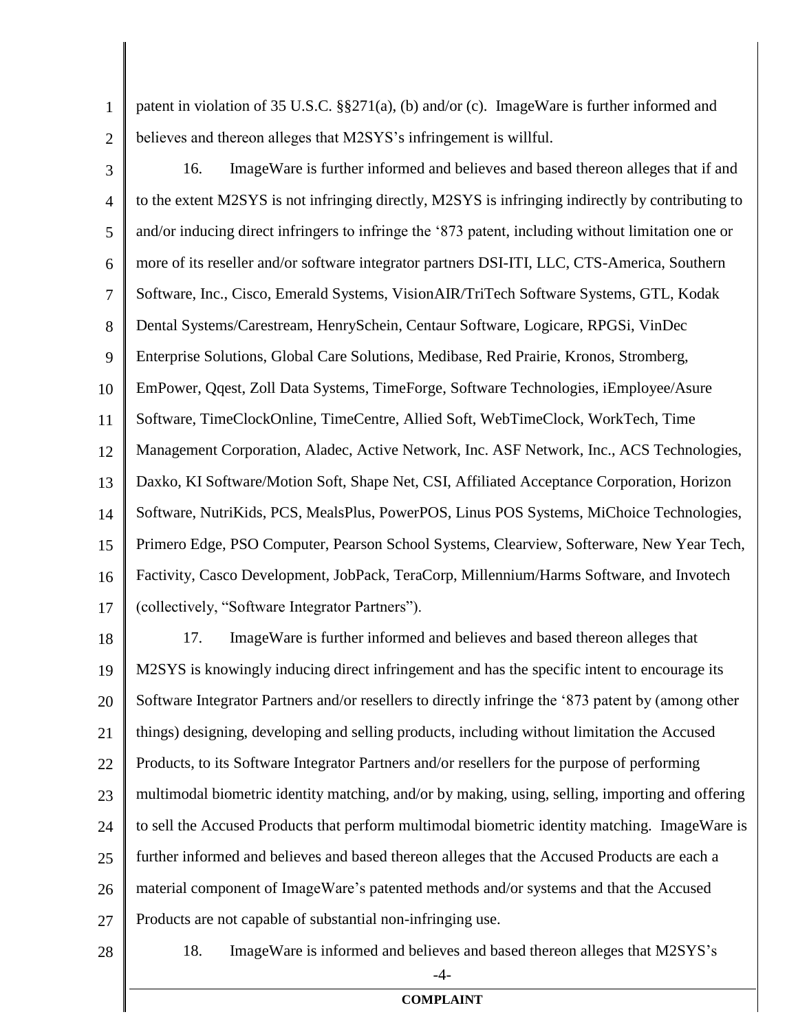patent in violation of 35 U.S.C. §§271(a), (b) and/or (c). ImageWare is further informed and believes and thereon alleges that M2SYS's infringement is willful.

16. ImageWare is further informed and believes and based thereon alleges that if and to the extent M2SYS is not infringing directly, M2SYS is infringing indirectly by contributing to and/or inducing direct infringers to infringe the '873 patent, including without limitation one or more of its reseller and/or software integrator partners DSI-ITI, LLC, CTS-America, Southern Software, Inc., Cisco, Emerald Systems, VisionAIR/TriTech Software Systems, GTL, Kodak Dental Systems/Carestream, HenrySchein, Centaur Software, Logicare, RPGSi, VinDec Enterprise Solutions, Global Care Solutions, Medibase, Red Prairie, Kronos, Stromberg, EmPower, Qqest, Zoll Data Systems, TimeForge, Software Technologies, iEmployee/Asure Software, TimeClockOnline, TimeCentre, Allied Soft, WebTimeClock, WorkTech, Time Management Corporation, Aladec, Active Network, Inc. ASF Network, Inc., ACS Technologies, Daxko, KI Software/Motion Soft, Shape Net, CSI, Affiliated Acceptance Corporation, Horizon Software, NutriKids, PCS, MealsPlus, PowerPOS, Linus POS Systems, MiChoice Technologies, Primero Edge, PSO Computer, Pearson School Systems, Clearview, Softerware, New Year Tech, Factivity, Casco Development, JobPack, TeraCorp, Millennium/Harms Software, and Invotech (collectively, "Software Integrator Partners").

17. ImageWare is further informed and believes and based thereon alleges that M2SYS is knowingly inducing direct infringement and has the specific intent to encourage its Software Integrator Partners and/or resellers to directly infringe the '873 patent by (among other things) designing, developing and selling products, including without limitation the Accused Products, to its Software Integrator Partners and/or resellers for the purpose of performing multimodal biometric identity matching, and/or by making, using, selling, importing and offering to sell the Accused Products that perform multimodal biometric identity matching. ImageWare is further informed and believes and based thereon alleges that the Accused Products are each a material component of ImageWare's patented methods and/or systems and that the Accused Products are not capable of substantial non-infringing use.

18. ImageWare is informed and believes and based thereon alleges that M2SYS's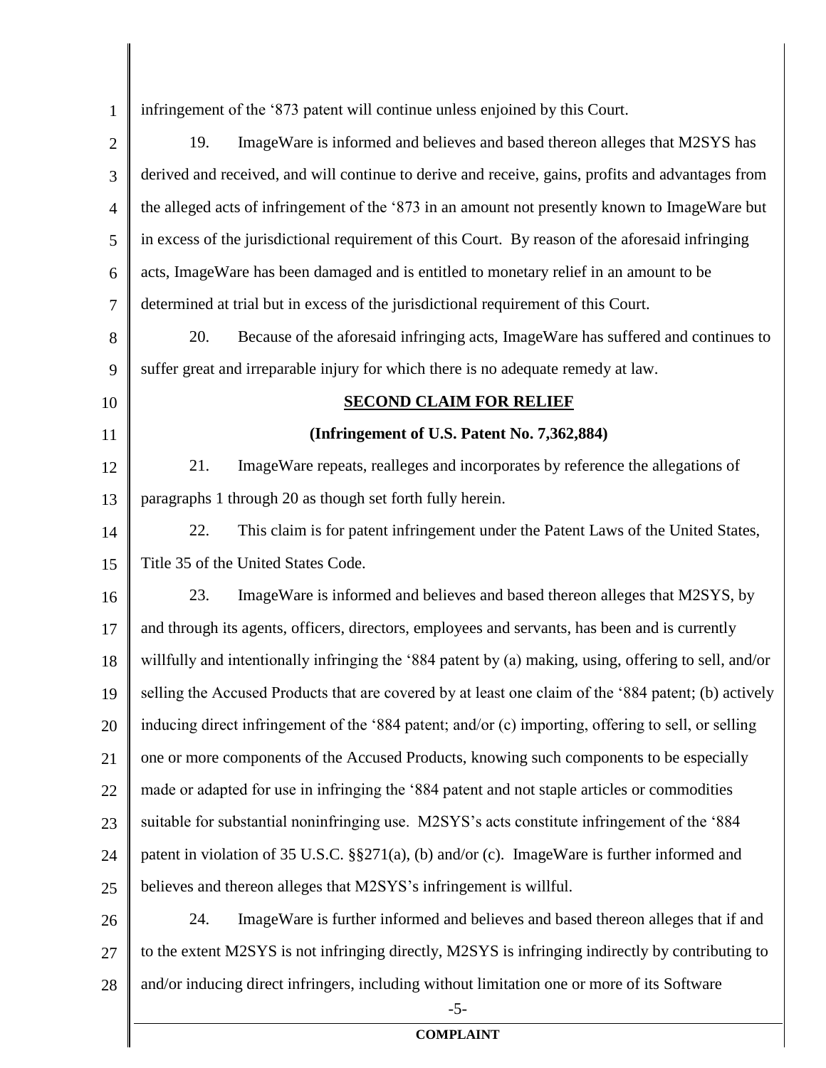infringement of the '873 patent will continue unless enjoined by this Court.

19. ImageWare is informed and believes and based thereon alleges that M2SYS has derived and received, and will continue to derive and receive, gains, profits and advantages from the alleged acts of infringement of the '873 in an amount not presently known to ImageWare but in excess of the jurisdictional requirement of this Court. By reason of the aforesaid infringing acts, ImageWare has been damaged and is entitled to monetary relief in an amount to be determined at trial but in excess of the jurisdictional requirement of this Court.

20. Because of the aforesaid infringing acts, ImageWare has suffered and continues to suffer great and irreparable injury for which there is no adequate remedy at law.

**SECOND CLAIM FOR RELIEF**

**(Infringement of U.S. Patent No. 7,362,884)**

21. ImageWare repeats, realleges and incorporates by reference the allegations of paragraphs 1 through 20 as though set forth fully herein.

22. This claim is for patent infringement under the Patent Laws of the United States, Title 35 of the United States Code.

23. ImageWare is informed and believes and based thereon alleges that M2SYS, by and through its agents, officers, directors, employees and servants, has been and is currently willfully and intentionally infringing the '884 patent by (a) making, using, offering to sell, and/or selling the Accused Products that are covered by at least one claim of the '884 patent; (b) actively inducing direct infringement of the '884 patent; and/or (c) importing, offering to sell, or selling one or more components of the Accused Products, knowing such components to be especially made or adapted for use in infringing the '884 patent and not staple articles or commodities suitable for substantial noninfringing use. M2SYS's acts constitute infringement of the '884 patent in violation of 35 U.S.C. §§271(a), (b) and/or (c). ImageWare is further informed and believes and thereon alleges that M2SYS's infringement is willful.

24. ImageWare is further informed and believes and based thereon alleges that if and to the extent M2SYS is not infringing directly, M2SYS is infringing indirectly by contributing to and/or inducing direct infringers, including without limitation one or more of its Software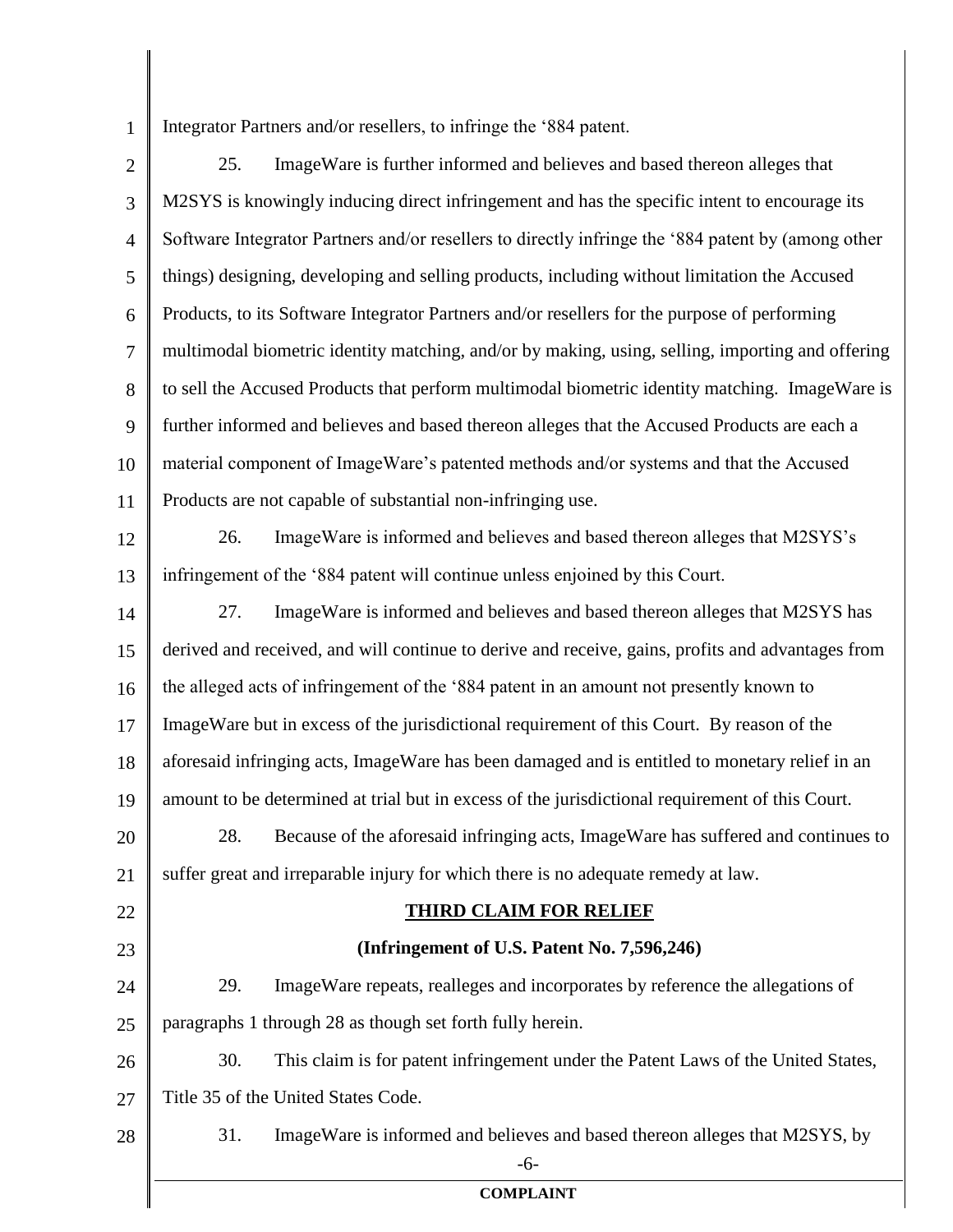Integrator Partners and/or resellers, to infringe the '884 patent.

25. ImageWare is further informed and believes and based thereon alleges that M2SYS is knowingly inducing direct infringement and has the specific intent to encourage its Software Integrator Partners and/or resellers to directly infringe the '884 patent by (among other things) designing, developing and selling products, including without limitation the Accused Products, to its Software Integrator Partners and/or resellers for the purpose of performing multimodal biometric identity matching, and/or by making, using, selling, importing and offering to sell the Accused Products that perform multimodal biometric identity matching. ImageWare is further informed and believes and based thereon alleges that the Accused Products are each a material component of ImageWare's patented methods and/or systems and that the Accused Products are not capable of substantial non-infringing use.

26. ImageWare is informed and believes and based thereon alleges that M2SYS's infringement of the '884 patent will continue unless enjoined by this Court.

27. ImageWare is informed and believes and based thereon alleges that M2SYS has derived and received, and will continue to derive and receive, gains, profits and advantages from the alleged acts of infringement of the '884 patent in an amount not presently known to ImageWare but in excess of the jurisdictional requirement of this Court. By reason of the aforesaid infringing acts, ImageWare has been damaged and is entitled to monetary relief in an amount to be determined at trial but in excess of the jurisdictional requirement of this Court.

28. Because of the aforesaid infringing acts, ImageWare has suffered and continues to suffer great and irreparable injury for which there is no adequate remedy at law.

## THIRD CLAIM FOR RELIEF

### (Infringement of U.S. Patent No. 7,596,246)

29. ImageWare repeats, realleges and incorporates by reference the allegations of paragraphs 1 through 28 as though set forth fully herein.

30. This claim is for patent infringement under the Patent Laws of the United States, Title 35 of the United States Code.

31. ImageWare is informed and believes and based thereon alleges that M2SYS, by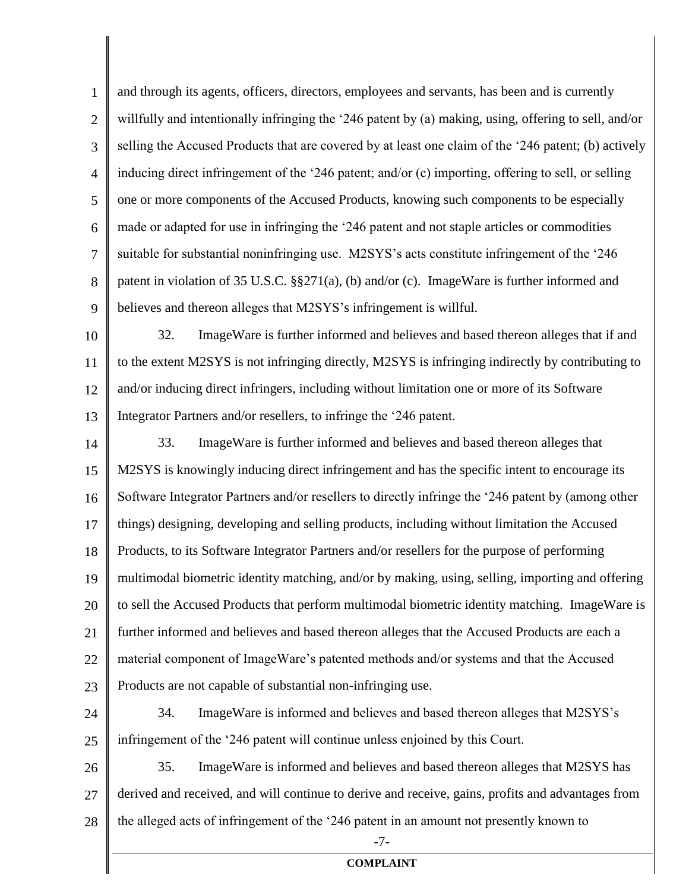and through its agents, officers, directors, employees and servants, has been and is currently willfully and intentionally infringing the '246 patent by (a) making, using, offering to sell, and/or selling the Accused Products that are covered by at least one claim of the '246 patent; (b) actively inducing direct infringement of the '246 patent; and/or (c) importing, offering to sell, or selling one or more components of the Accused Products, knowing such components to be especially made or adapted for use in infringing the '246 patent and not staple articles or commodities suitable for substantial noninfringing use. M2SYS's acts constitute infringement of the '246 patent in violation of 35 U.S.C. §§271(a), (b) and/or (c). ImageWare is further informed and believes and thereon alleges that M2SYS's infringement is willful.

32. ImageWare is further informed and believes and based thereon alleges that if and to the extent M2SYS is not infringing directly, M2SYS is infringing indirectly by contributing to and/or inducing direct infringers, including without limitation one or more of its Software Integrator Partners and/or resellers, to infringe the '246 patent.

33. ImageWare is further informed and believes and based thereon alleges that M2SYS is knowingly inducing direct infringement and has the specific intent to encourage its Software Integrator Partners and/or resellers to directly infringe the '246 patent by (among other things) designing, developing and selling products, including without limitation the Accused Products, to its Software Integrator Partners and/or resellers for the purpose of performing multimodal biometric identity matching, and/or by making, using, selling, importing and offering to sell the Accused Products that perform multimodal biometric identity matching. ImageWare is further informed and believes and based thereon alleges that the Accused Products are each a material component of ImageWare's patented methods and/or systems and that the Accused Products are not capable of substantial non-infringing use.

34. ImageWare is informed and believes and based thereon alleges that M2SYS's infringement of the '246 patent will continue unless enjoined by this Court.

35. ImageWare is informed and believes and based thereon alleges that M2SYS has derived and received, and will continue to derive and receive, gains, profits and advantages from the alleged acts of infringement of the '246 patent in an amount not presently known to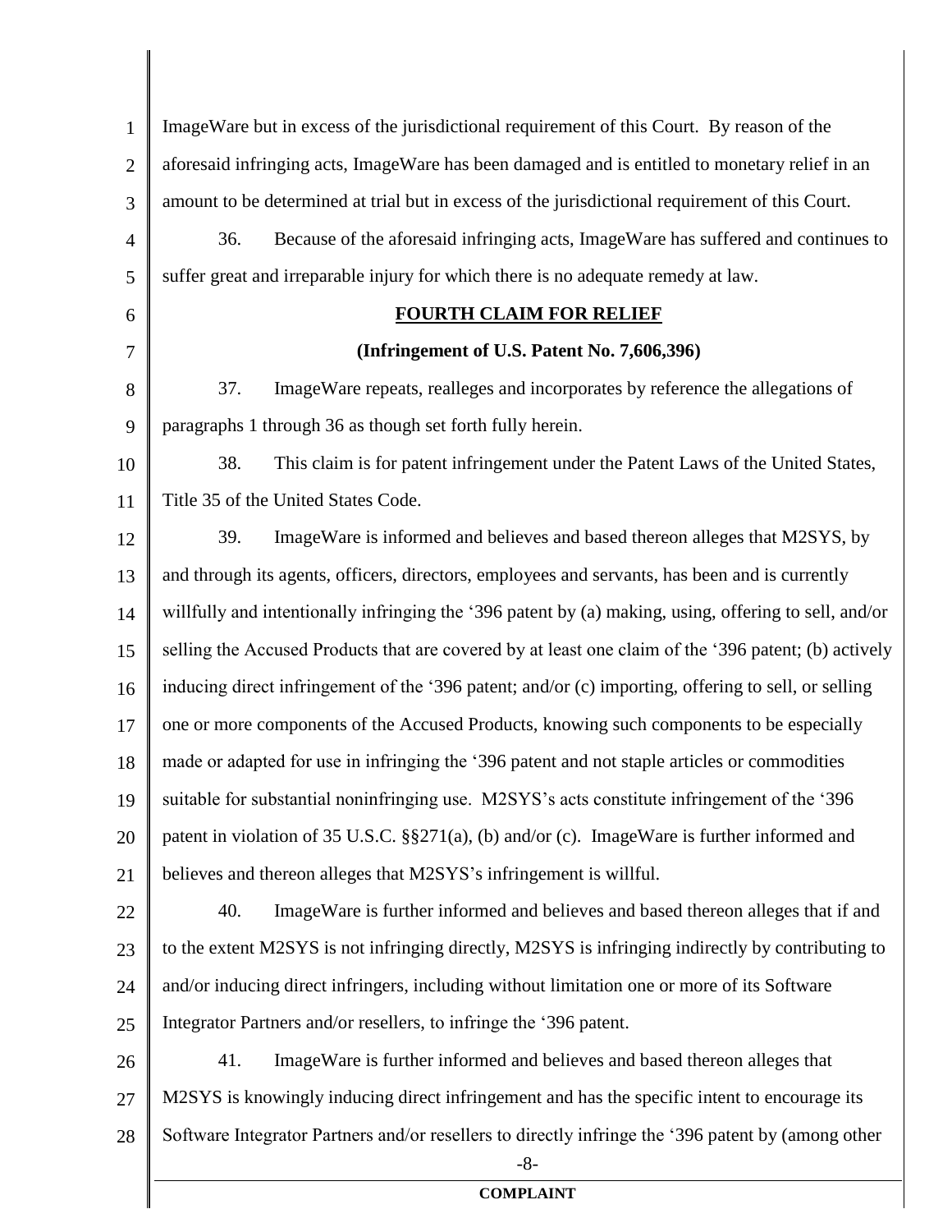ImageWare but in excess of the jurisdictional requirement of this Court. By reason of the aforesaid infringing acts, ImageWare has been damaged and is entitled to monetary relief in an amount to be determined at trial but in excess of the jurisdictional requirement of this Court.

36. Because of the aforesaid infringing acts, ImageWare has suffered and continues to suffer great and irreparable injury for which there is no adequate remedy at law.

## FOURTH CLAIM FOR RELIEF

**(Infringement of U.S. Patent No. 7,606,396)**

37. ImageWare repeats, realleges and incorporates by reference the allegations of paragraphs 1 through 36 as though set forth fully herein.

38. This claim is for patent infringement under the Patent Laws of the United States, Title 35 of the United States Code.

39. ImageWare is informed and believes and based thereon alleges that M2SYS, by and through its agents, officers, directors, employees and servants, has been and is currently willfully and intentionally infringing the '396 patent by (a) making, using, offering to sell, and/or selling the Accused Products that are covered by at least one claim of the '396 patent; (b) actively inducing direct infringement of the '396 patent; and/or (c) importing, offering to sell, or selling one or more components of the Accused Products, knowing such components to be especially made or adapted for use in infringing the '396 patent and not staple articles or commodities suitable for substantial noninfringing use. M2SYS's acts constitute infringement of the '396 patent in violation of 35 U.S.C. §§271(a), (b) and/or (c). ImageWare is further informed and believes and thereon alleges that M2SYS's infringement is willful.

40. ImageWare is further informed and believes and based thereon alleges that if and to the extent M2SYS is not infringing directly, M2SYS is infringing indirectly by contributing to and/or inducing direct infringers, including without limitation one or more of its Software Integrator Partners and/or resellers, to infringe the '396 patent.

41. ImageWare is further informed and believes and based thereon alleges that M2SYS is knowingly inducing direct infringement and has the specific intent to encourage its Software Integrator Partners and/or resellers to directly infringe the '396 patent by (among other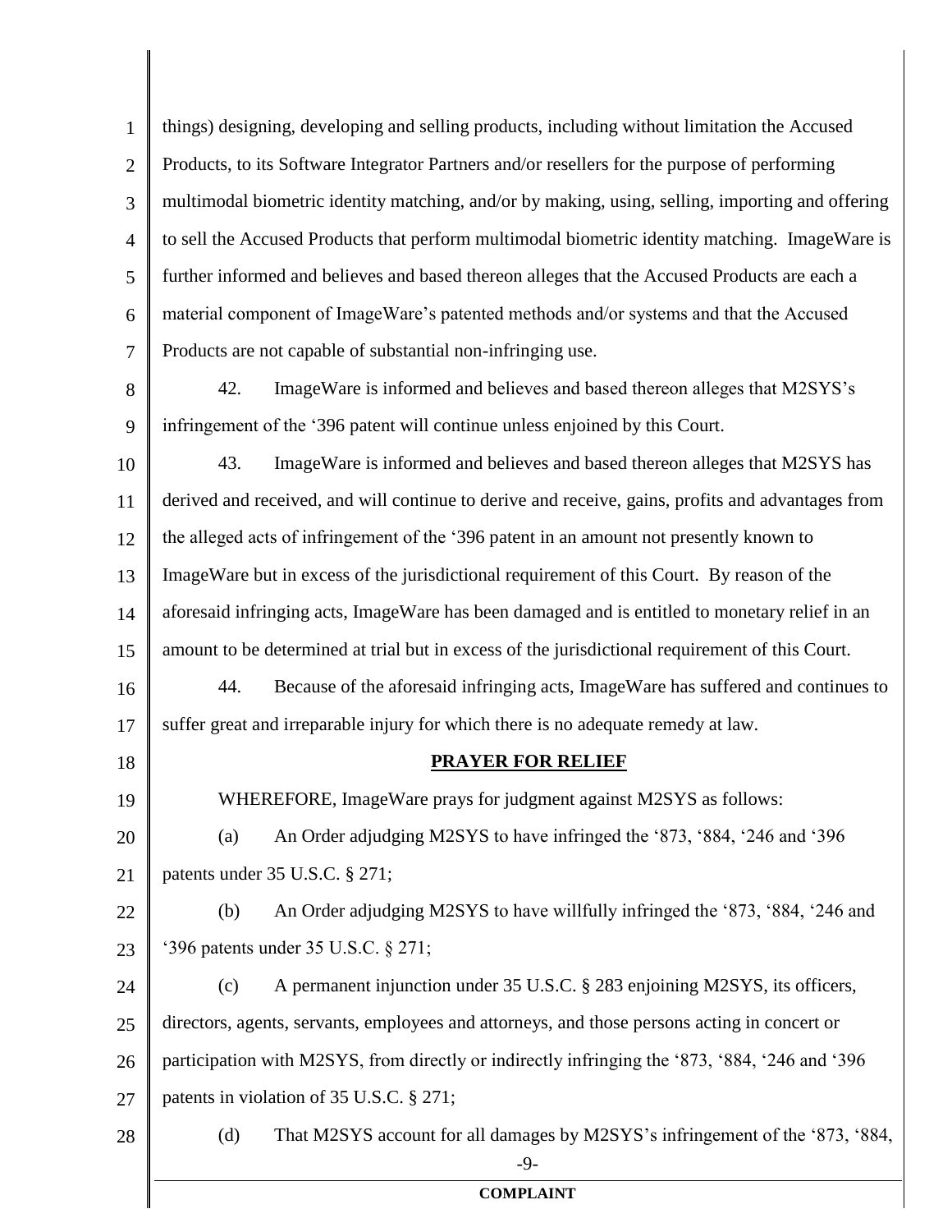things) designing, developing and selling products, including without limitation the Accused Products, to its Software Integrator Partners and/or resellers for the purpose of performing multimodal biometric identity matching, and/or by making, using, selling, importing and offering to sell the Accused Products that perform multimodal biometric identity matching. ImageWare is further informed and believes and based thereon alleges that the Accused Products are each a material component of ImageWare's patented methods and/or systems and that the Accused Products are not capable of substantial non-infringing use.

42. ImageWare is informed and believes and based thereon alleges that M2SYS's infringement of the '396 patent will continue unless enjoined by this Court.

43. ImageWare is informed and believes and based thereon alleges that M2SYS has derived and received, and will continue to derive and receive, gains, profits and advantages from the alleged acts of infringement of the '396 patent in an amount not presently known to ImageWare but in excess of the jurisdictional requirement of this Court. By reason of the aforesaid infringing acts, ImageWare has been damaged and is entitled to monetary relief in an amount to be determined at trial but in excess of the jurisdictional requirement of this Court.

44. Because of the aforesaid infringing acts, ImageWare has suffered and continues to suffer great and irreparable injury for which there is no adequate remedy at law.

## PRAYER FOR RELIEF

WHEREFORE, ImageWare prays for judgment against M2SYS as follows:

(a) An Order adjudging M2SYS to have infringed the '873, '884, '246 and '396 patents under 35 U.S.C. § 271;

(b) An Order adjudging M2SYS to have willfully infringed the '873, '884, '246 and '396 patents under 35 U.S.C. § 271;

(c) A permanent injunction under 35 U.S.C. § 283 enjoining M2SYS, its officers, directors, agents, servants, employees and attorneys, and those persons acting in concert or participation with M2SYS, from directly or indirectly infringing the '873, '884, '246 and '396 patents in violation of 35 U.S.C. § 271;

(d) That M2SYS account for all damages by M2SYS's infringement of the '873, '884,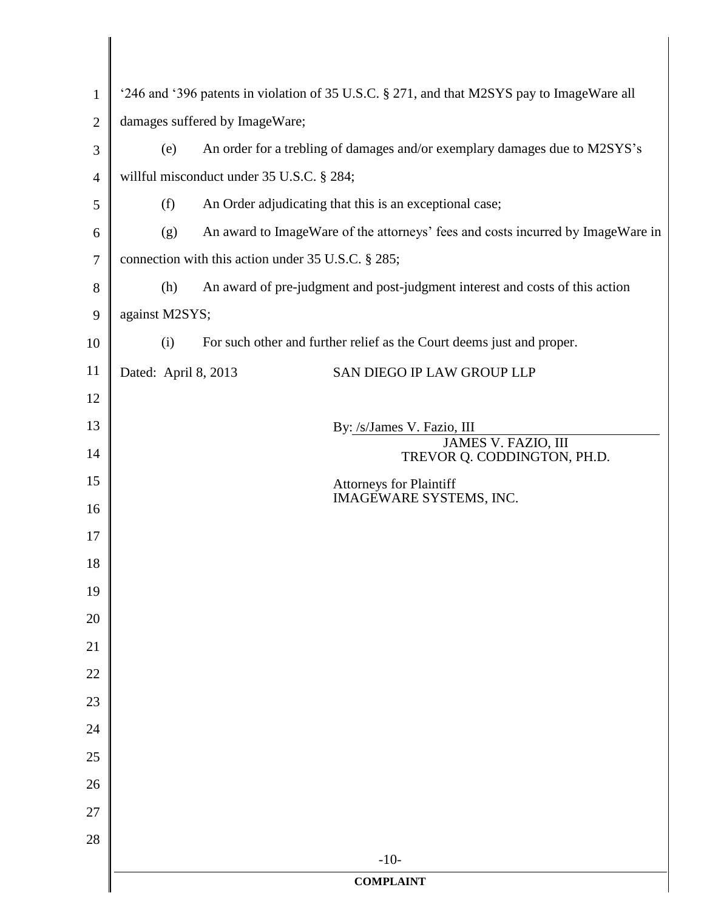'246 and '396 patents in violation of 35 U.S.C. § 271, and that M2SYS pay to ImageWare all damages suffered by ImageWare;

(e) An order for a trebling of damages and/or exemplary damages due to M2SYS's willful misconduct under 35 U.S.C. § 284;

(f) An Order adjudicating that this is an exceptional case;

(g) An award to ImageWare of the attorneys' fees and costs incurred by ImageWare in connection with this action under 35 U.S.C. § 285;

(h) An award of pre-judgment and post-judgment interest and costs of this action against M2SYS;

(i) For such other and further relief as the Court deems just and proper.

Dated: April 8, 2013

SAN DIEGO IP LAW GROUP LLP

By: /s/James V. Fazio, III
JAMES V. FAZIO, III
TREVOR Q. CODDINGTON, PH.D.

Attorneys for Plaintiff
IMAGEWARE SYSTEMS, INC.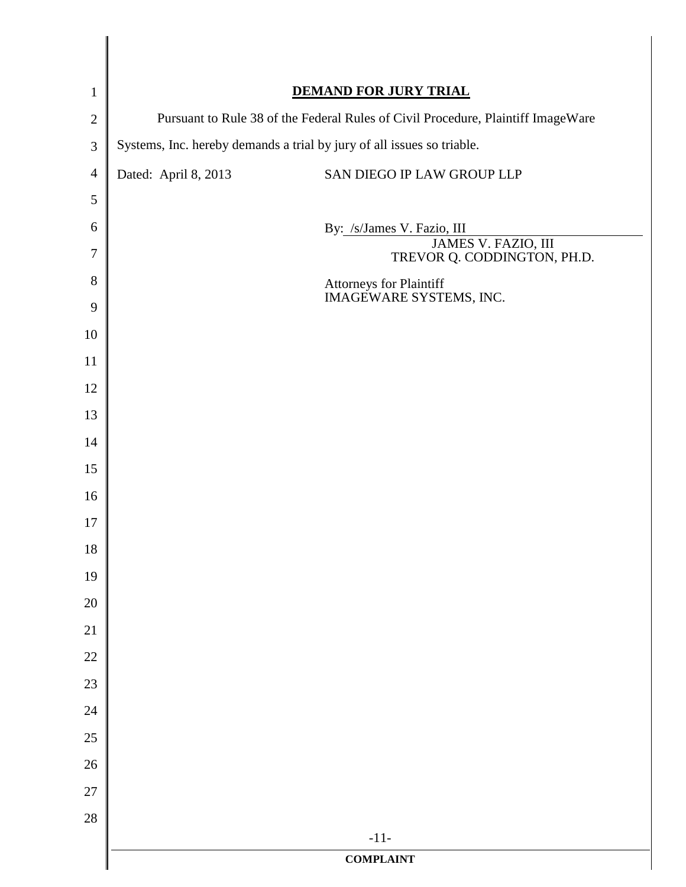**DEMAND FOR JURY TRIAL**

Pursuant to Rule 38 of the Federal Rules of Civil Procedure, Plaintiff ImageWare Systems, Inc. hereby demands a trial by jury of all issues so triable.

Dated: April 8, 2013

SAN DIEGO IP LAW GROUP LLP

By: /s/James V. Fazio, III
JAMES V. FAZIO, III
TREVOR Q. CODDINGTON, PH.D.

Attorneys for Plaintiff
IMAGEWARE SYSTEMS, INC.